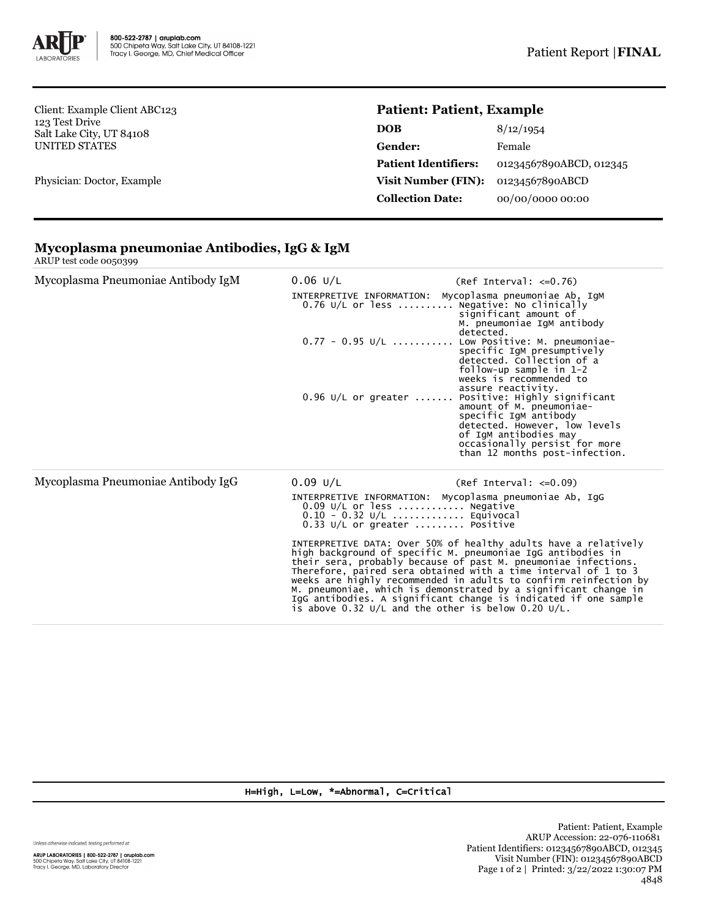ARUP LABORATORIES | 800-522-2787 | aruplab.com
500 Chipeta Way, Salt Lake City, UT 84108-1221
Tracy I. George, MD, Chief Medical Officer

Patient Report | **FINAL**

Client: Example Client ABC123
123 Test Drive
Salt Lake City, UT 84108
UNITED STATES

Physician: Doctor, Example

**Patient: Patient, Example**

| | |
|---|---|
| **DOB** | 8/12/1954 |
| **Gender:** | Female |
| **Patient Identifiers:** | 01234567890ABCD, 012345 |
| **Visit Number (FIN):** | 01234567890ABCD |
| **Collection Date:** | 00/00/0000 00:00 |

## Mycoplasma pneumoniae Antibodies, IgG & IgM

ARUP test code 0050399

**Mycoplasma Pneumoniae Antibody IgM**

0.06 U/L (Ref Interval: <=0.76)

```
INTERPRETIVE INFORMATION:  Mycoplasma pneumoniae Ab, IgM
  0.76 U/L or less .......... Negative: No clinically
                              significant amount of
                              M. pneumoniae IgM antibody
                              detected.
  0.77 - 0.95 U/L ........... Low Positive: M. pneumoniae-
                              specific IgM presumptively
                              detected. Collection of a
                              follow-up sample in 1-2
                              weeks is recommended to
                              assure reactivity.
  0.96 U/L or greater ....... Positive: Highly significant
                              amount of M. pneumoniae-
                              specific IgM antibody
                              detected. However, low levels
                              of IgM antibodies may
                              occasionally persist for more
                              than 12 months post-infection.
```

**Mycoplasma Pneumoniae Antibody IgG**

0.09 U/L (Ref Interval: <=0.09)

```
INTERPRETIVE INFORMATION:  Mycoplasma pneumoniae Ab, IgG
  0.09 U/L or less ............ Negative
  0.10 - 0.32 U/L ............. Equivocal
  0.33 U/L or greater ......... Positive
```

INTERPRETIVE DATA: Over 50% of healthy adults have a relatively high background of specific M. pneumoniae IgG antibodies in their sera, probably because of past M. pneumoniae infections. Therefore, paired sera obtained with a time interval of 1 to 3 weeks are highly recommended in adults to confirm reinfection by M. pneumoniae, which is demonstrated by a significant change in IgG antibodies. A significant change is indicated if one sample is above 0.32 U/L and the other is below 0.20 U/L.

H=High, L=Low, *=Abnormal, C=Critical

Unless otherwise indicated, testing performed at:

ARUP LABORATORIES | 800-522-2787 | aruplab.com
500 Chipeta Way, Salt Lake City, UT 84108-1221
Tracy I. George, MD, Laboratory Director

Patient: Patient, Example
ARUP Accession: 22-076-110681
Patient Identifiers: 01234567890ABCD, 012345
Visit Number (FIN): 01234567890ABCD
Printed: 3/22/2022 1:30:07 PM
4848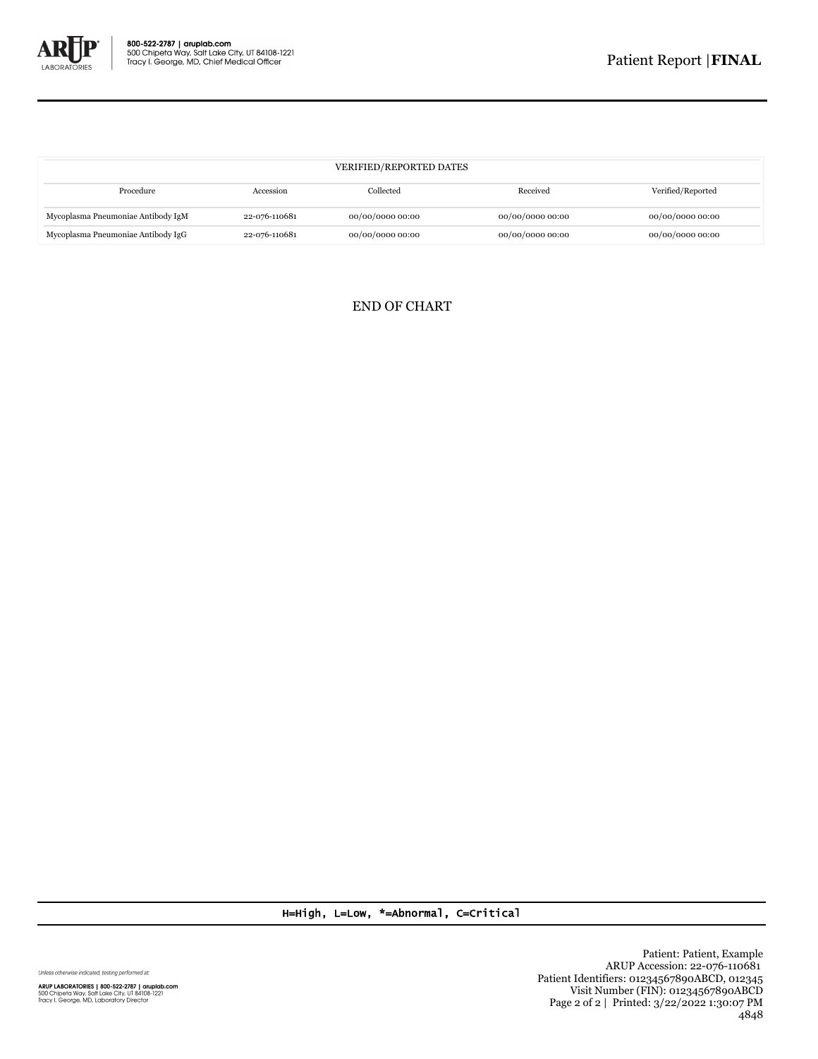| VERIFIED/REPORTED DATES | | | | |
|---|---|---|---|---|
| Procedure | Accession | Collected | Received | Verified/Reported |
| Mycoplasma Pneumoniae Antibody IgM | 22-076-110681 | 00/00/0000 00:00 | 00/00/0000 00:00 | 00/00/0000 00:00 |
| Mycoplasma Pneumoniae Antibody IgG | 22-076-110681 | 00/00/0000 00:00 | 00/00/0000 00:00 | 00/00/0000 00:00 |

END OF CHART